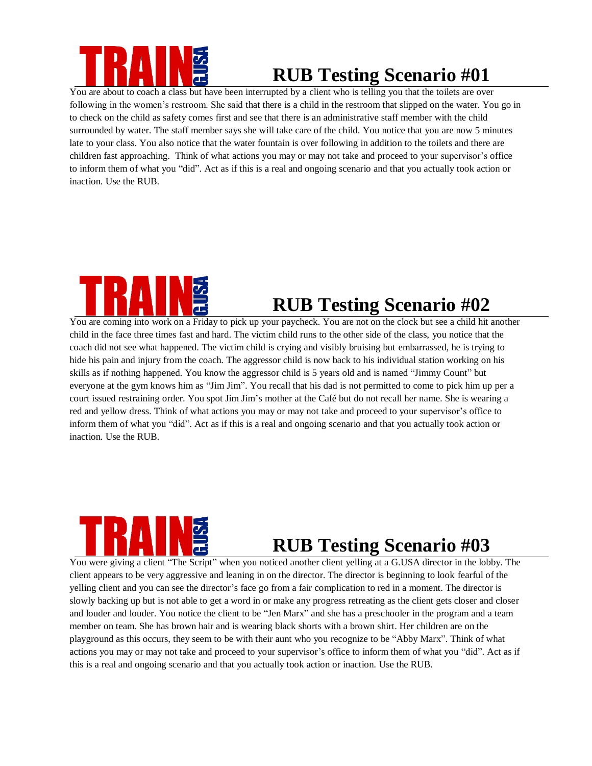# RUB Testing Scenario #01

You are about to coach a class but have been interrupted by a client who is telling you that the toilets are over following in the women's restroom. She said that there is a child in the restroom that slipped on the water. You go in to check on the child as safety comes first and see that there is an administrative staff member with the child surrounded by water. The staff member says she will take care of the child. You notice that you are now 5 minutes late to your class. You also notice that the water fountain is over following in addition to the toilets and there are children fast approaching. Think of what actions you may or may not take and proceed to your supervisor's office to inform them of what you "did". Act as if this is a real and ongoing scenario and that you actually took action or inaction. Use the RUB.

# RUB Testing Scenario #02

You are coming into work on a Friday to pick up your paycheck. You are not on the clock but see a child hit another child in the face three times fast and hard. The victim child runs to the other side of the class, you notice that the coach did not see what happened. The victim child is crying and visibly bruising but embarrassed, he is trying to hide his pain and injury from the coach. The aggressor child is now back to his individual station working on his skills as if nothing happened. You know the aggressor child is 5 years old and is named "Jimmy Count" but everyone at the gym knows him as "Jim Jim". You recall that his dad is not permitted to come to pick him up per a court issued restraining order. You spot Jim Jim's mother at the Café but do not recall her name. She is wearing a red and yellow dress. Think of what actions you may or may not take and proceed to your supervisor's office to inform them of what you "did". Act as if this is a real and ongoing scenario and that you actually took action or inaction. Use the RUB.

# RUB Testing Scenario #03

You were giving a client "The Script" when you noticed another client yelling at a G.USA director in the lobby. The client appears to be very aggressive and leaning in on the director. The director is beginning to look fearful of the yelling client and you can see the director's face go from a fair complication to red in a moment. The director is slowly backing up but is not able to get a word in or make any progress retreating as the client gets closer and closer and louder and louder. You notice the client to be "Jen Marx" and she has a preschooler in the program and a team member on team. She has brown hair and is wearing black shorts with a brown shirt. Her children are on the playground as this occurs, they seem to be with their aunt who you recognize to be "Abby Marx". Think of what actions you may or may not take and proceed to your supervisor's office to inform them of what you "did". Act as if this is a real and ongoing scenario and that you actually took action or inaction. Use the RUB.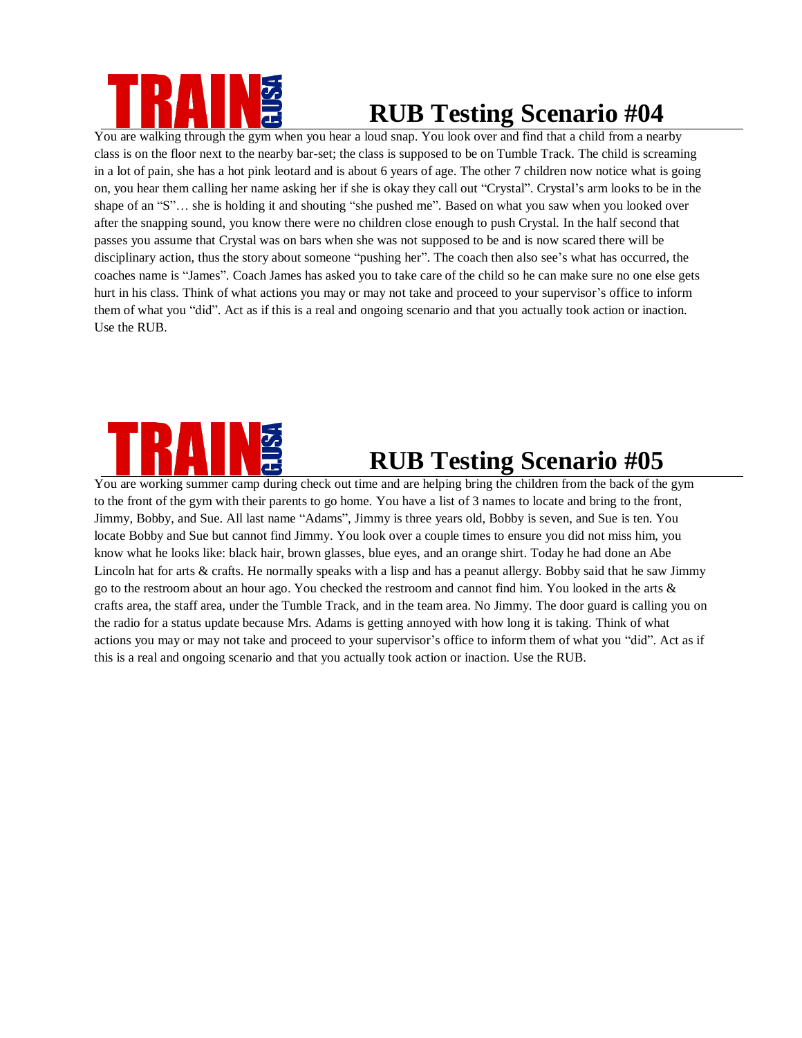# RUB Testing Scenario #04

You are walking through the gym when you hear a loud snap. You look over and find that a child from a nearby class is on the floor next to the nearby bar-set; the class is supposed to be on Tumble Track. The child is screaming in a lot of pain, she has a hot pink leotard and is about 6 years of age. The other 7 children now notice what is going on, you hear them calling her name asking her if she is okay they call out "Crystal". Crystal's arm looks to be in the shape of an "S"… she is holding it and shouting "she pushed me". Based on what you saw when you looked over after the snapping sound, you know there were no children close enough to push Crystal. In the half second that passes you assume that Crystal was on bars when she was not supposed to be and is now scared there will be disciplinary action, thus the story about someone "pushing her". The coach then also see's what has occurred, the coaches name is "James". Coach James has asked you to take care of the child so he can make sure no one else gets hurt in his class. Think of what actions you may or may not take and proceed to your supervisor's office to inform them of what you "did". Act as if this is a real and ongoing scenario and that you actually took action or inaction. Use the RUB.

# RUB Testing Scenario #05

You are working summer camp during check out time and are helping bring the children from the back of the gym to the front of the gym with their parents to go home. You have a list of 3 names to locate and bring to the front, Jimmy, Bobby, and Sue. All last name "Adams", Jimmy is three years old, Bobby is seven, and Sue is ten. You locate Bobby and Sue but cannot find Jimmy. You look over a couple times to ensure you did not miss him, you know what he looks like: black hair, brown glasses, blue eyes, and an orange shirt. Today he had done an Abe Lincoln hat for arts & crafts. He normally speaks with a lisp and has a peanut allergy. Bobby said that he saw Jimmy go to the restroom about an hour ago. You checked the restroom and cannot find him. You looked in the arts & crafts area, the staff area, under the Tumble Track, and in the team area. No Jimmy. The door guard is calling you on the radio for a status update because Mrs. Adams is getting annoyed with how long it is taking. Think of what actions you may or may not take and proceed to your supervisor's office to inform them of what you "did". Act as if this is a real and ongoing scenario and that you actually took action or inaction. Use the RUB.